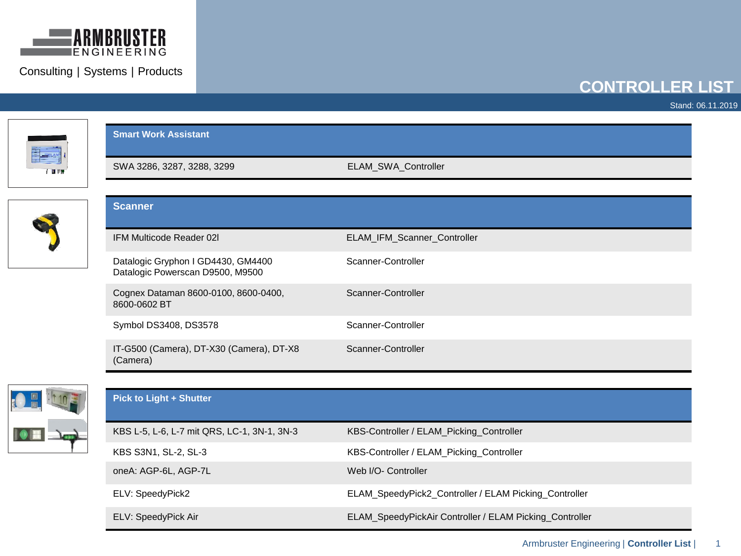ARMBRUSTER ENGINEERING

Consulting | Systems | Products

# CONTROLLER LIST

Stand: 06.11.2019

| Smart Work Assistant | |
|---|---|
| SWA 3286, 3287, 3288, 3299 | ELAM_SWA_Controller |

| Scanner | |
|---|---|
| IFM Multicode Reader 02I | ELAM_IFM_Scanner_Controller |
| Datalogic Gryphon I GD4430, GM4400<br>Datalogic Powerscan D9500, M9500 | Scanner-Controller |
| Cognex Dataman 8600-0100, 8600-0400, 8600-0602 BT | Scanner-Controller |
| Symbol DS3408, DS3578 | Scanner-Controller |
| IT-G500 (Camera), DT-X30 (Camera), DT-X8 (Camera) | Scanner-Controller |

| Pick to Light + Shutter | |
|---|---|
| KBS L-5, L-6, L-7 mit QRS, LC-1, 3N-1, 3N-3 | KBS-Controller / ELAM_Picking_Controller |
| KBS S3N1, SL-2, SL-3 | KBS-Controller / ELAM_Picking_Controller |
| oneA: AGP-6L, AGP-7L | Web I/O- Controller |
| ELV: SpeedyPick2 | ELAM_SpeedyPick2_Controller / ELAM Picking_Controller |
| ELV: SpeedyPick Air | ELAM_SpeedyPickAir Controller / ELAM Picking_Controller |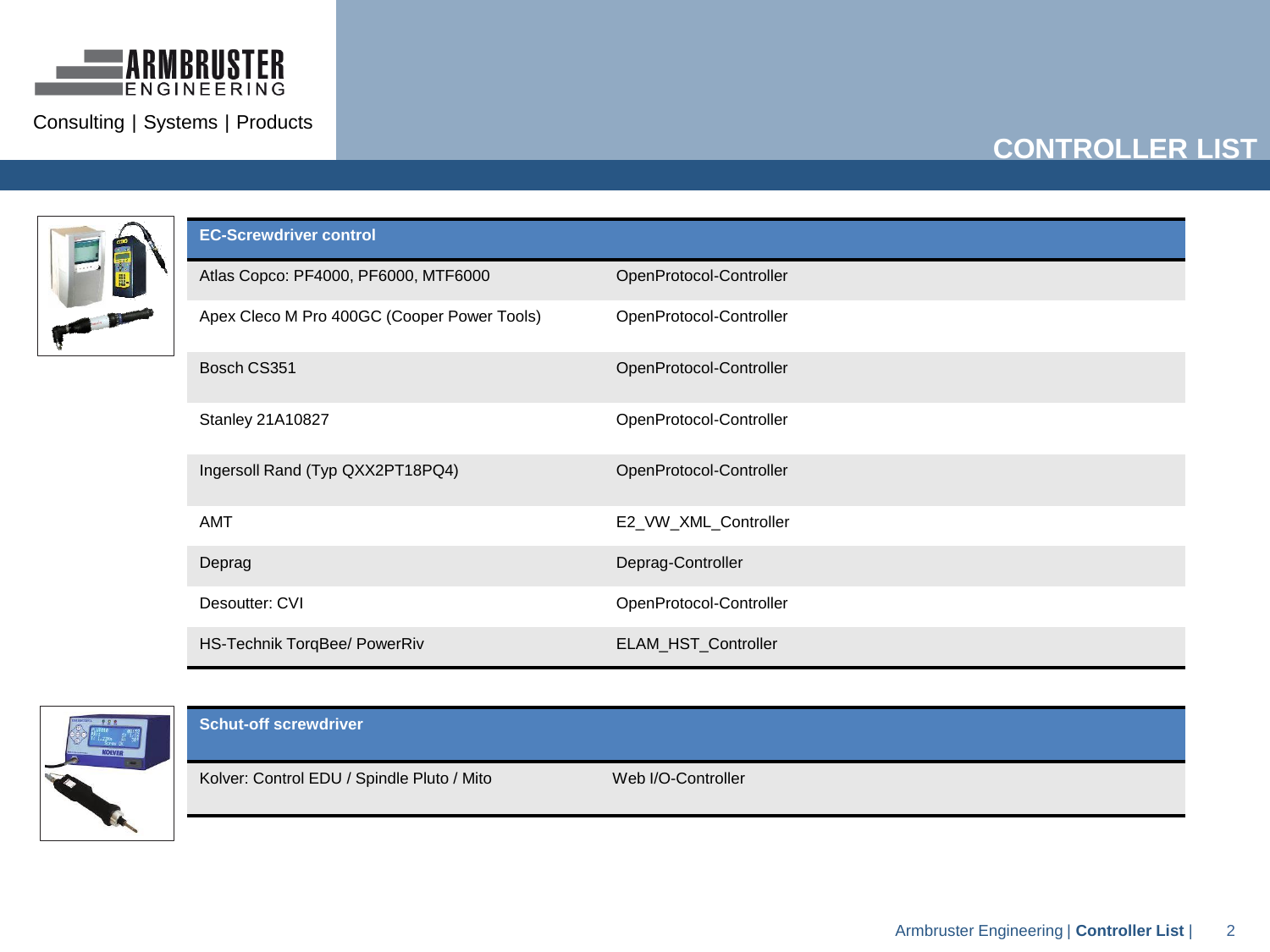# CONTROLLER LIST

| EC-Screwdriver control | |
|---|---|
| Atlas Copco: PF4000, PF6000, MTF6000 | OpenProtocol-Controller |
| Apex Cleco M Pro 400GC (Cooper Power Tools) | OpenProtocol-Controller |
| Bosch CS351 | OpenProtocol-Controller |
| Stanley 21A10827 | OpenProtocol-Controller |
| Ingersoll Rand (Typ QXX2PT18PQ4) | OpenProtocol-Controller |
| AMT | E2_VW_XML_Controller |
| Deprag | Deprag-Controller |
| Desoutter: CVI | OpenProtocol-Controller |
| HS-Technik TorqBee/ PowerRiv | ELAM_HST_Controller |

| Schut-off screwdriver | |
|---|---|
| Kolver: Control EDU / Spindle Pluto / Mito | Web I/O-Controller |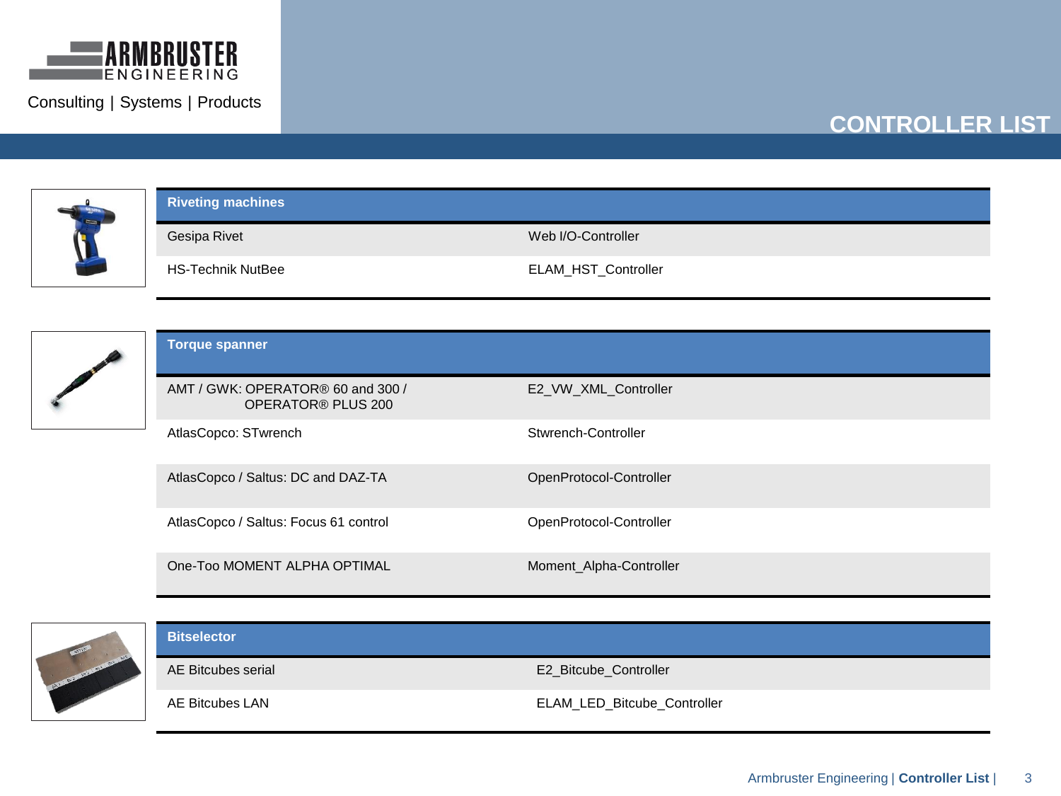# CONTROLLER LIST

| Riveting machines | |
|---|---|
| Gesipa Rivet | Web I/O-Controller |
| HS-Technik NutBee | ELAM_HST_Controller |

| Torque spanner | |
|---|---|
| AMT / GWK: OPERATOR® 60 and 300 / OPERATOR® PLUS 200 | E2_VW_XML_Controller |
| AtlasCopco: STwrench | Stwrench-Controller |
| AtlasCopco / Saltus: DC and DAZ-TA | OpenProtocol-Controller |
| AtlasCopco / Saltus: Focus 61 control | OpenProtocol-Controller |
| One-Too MOMENT ALPHA OPTIMAL | Moment_Alpha-Controller |

| Bitselector | |
|---|---|
| AE Bitcubes serial | E2_Bitcube_Controller |
| AE Bitcubes LAN | ELAM_LED_Bitcube_Controller |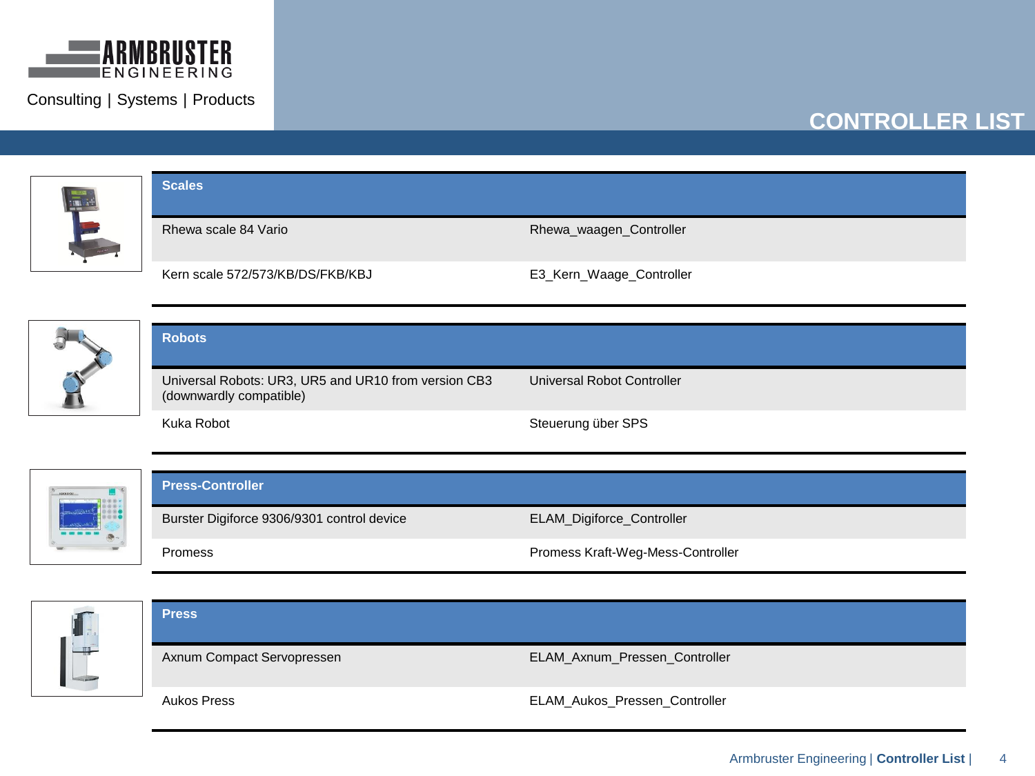# CONTROLLER LIST

| Scales | |
|---|---|
| Rhewa scale 84 Vario | Rhewa_waagen_Controller |
| Kern scale 572/573/KB/DS/FKB/KBJ | E3_Kern_Waage_Controller |

| Robots | |
|---|---|
| Universal Robots: UR3, UR5 and UR10 from version CB3 (downwardly compatible) | Universal Robot Controller |
| Kuka Robot | Steuerung über SPS |

| Press-Controller | |
|---|---|
| Burster Digiforce 9306/9301 control device | ELAM_Digiforce_Controller |
| Promess | Promess Kraft-Weg-Mess-Controller |

| Press | |
|---|---|
| Axnum Compact Servopressen | ELAM_Axnum_Pressen_Controller |
| Aukos Press | ELAM_Aukos_Pressen_Controller |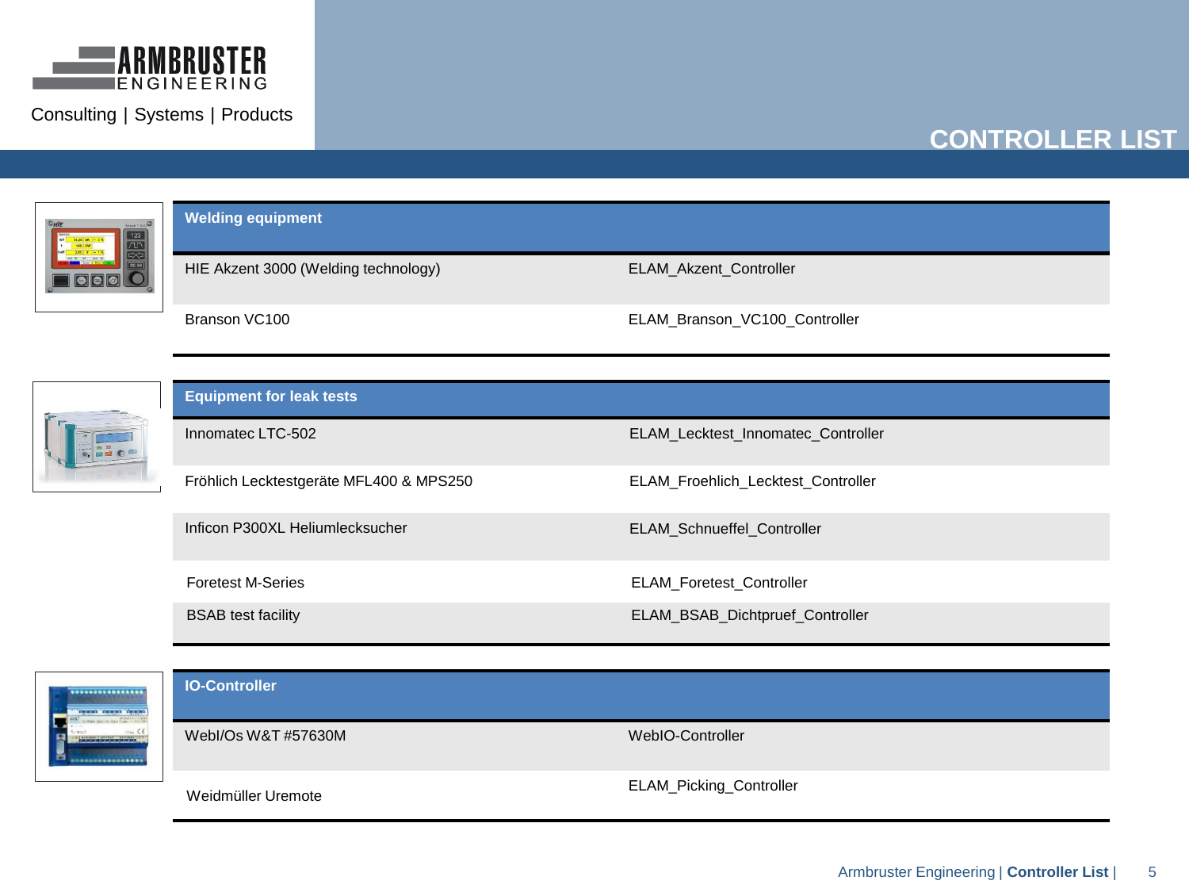# CONTROLLER LIST

| Welding equipment | |
|---|---|
| HIE Akzent 3000 (Welding technology) | ELAM_Akzent_Controller |
| Branson VC100 | ELAM_Branson_VC100_Controller |

| Equipment for leak tests | |
|---|---|
| Innomatec LTC-502 | ELAM_Lecktest_Innomatec_Controller |
| Fröhlich Lecktestgeräte MFL400 & MPS250 | ELAM_Froehlich_Lecktest_Controller |
| Inficon P300XL Heliumlecksucher | ELAM_Schnueffel_Controller |
| Foretest M-Series | ELAM_Foretest_Controller |
| BSAB test facility | ELAM_BSAB_Dichtpruef_Controller |

| IO-Controller | |
|---|---|
| WebI/Os W&T #57630M | WebIO-Controller |
| Weidmüller Uremote | ELAM_Picking_Controller |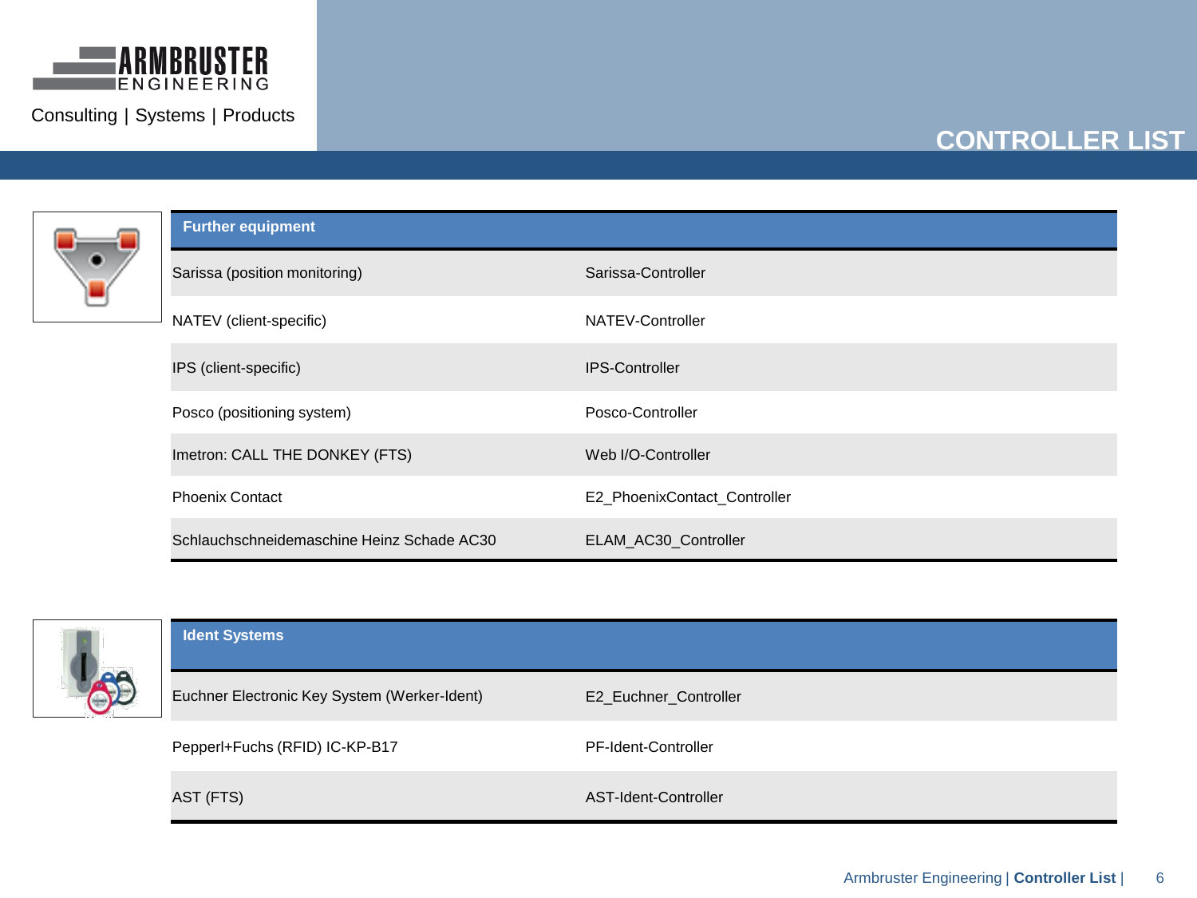# CONTROLLER LIST

| Further equipment | |
|---|---|
| Sarissa (position monitoring) | Sarissa-Controller |
| NATEV (client-specific) | NATEV-Controller |
| IPS (client-specific) | IPS-Controller |
| Posco (positioning system) | Posco-Controller |
| Imetron: CALL THE DONKEY (FTS) | Web I/O-Controller |
| Phoenix Contact | E2_PhoenixContact_Controller |
| Schlauchschneidemaschine Heinz Schade AC30 | ELAM_AC30_Controller |

| Ident Systems | |
|---|---|
| Euchner Electronic Key System (Werker-Ident) | E2_Euchner_Controller |
| Pepperl+Fuchs (RFID) IC-KP-B17 | PF-Ident-Controller |
| AST (FTS) | AST-Ident-Controller |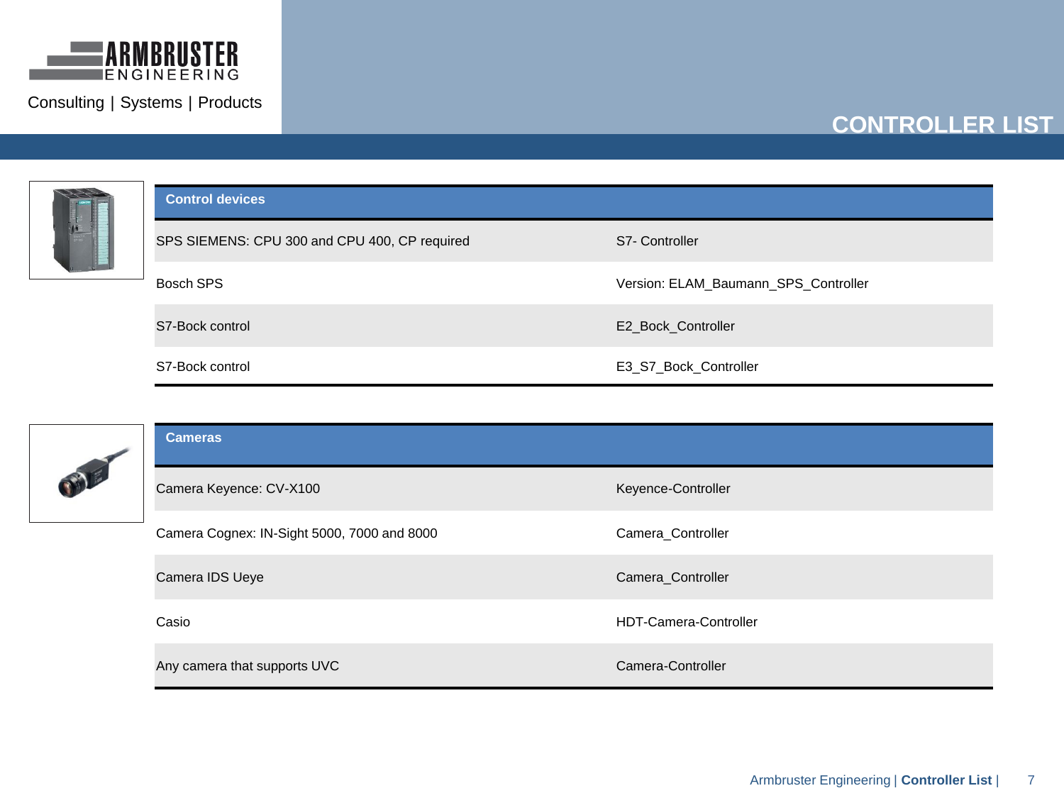# CONTROLLER LIST

| Control devices | |
|---|---|
| SPS SIEMENS: CPU 300 and CPU 400, CP required | S7- Controller |
| Bosch SPS | Version: ELAM_Baumann_SPS_Controller |
| S7-Bock control | E2_Bock_Controller |
| S7-Bock control | E3_S7_Bock_Controller |

| Cameras | |
|---|---|
| Camera Keyence: CV-X100 | Keyence-Controller |
| Camera Cognex: IN-Sight 5000, 7000 and 8000 | Camera_Controller |
| Camera IDS Ueye | Camera_Controller |
| Casio | HDT-Camera-Controller |
| Any camera that supports UVC | Camera-Controller |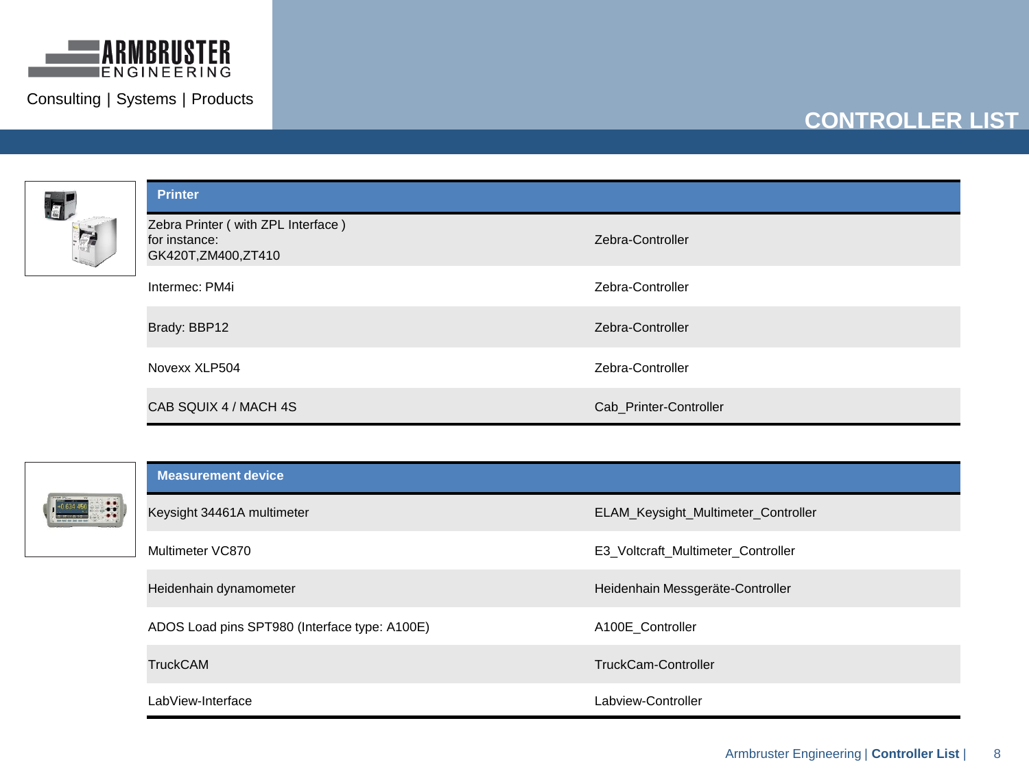ARMBRUSTER ENGINEERING

Consulting | Systems | Products

# CONTROLLER LIST

| Printer | |
|---|---|
| Zebra Printer ( with ZPL Interface ) for instance: GK420T,ZM400,ZT410 | Zebra-Controller |
| Intermec: PM4i | Zebra-Controller |
| Brady: BBP12 | Zebra-Controller |
| Novexx XLP504 | Zebra-Controller |
| CAB SQUIX 4 / MACH 4S | Cab_Printer-Controller |

| Measurement device | |
|---|---|
| Keysight 34461A multimeter | ELAM_Keysight_Multimeter_Controller |
| Multimeter VC870 | E3_Voltcraft_Multimeter_Controller |
| Heidenhain dynamometer | Heidenhain Messgeräte-Controller |
| ADOS Load pins SPT980 (Interface type: A100E) | A100E_Controller |
| TruckCAM | TruckCam-Controller |
| LabView-Interface | Labview-Controller |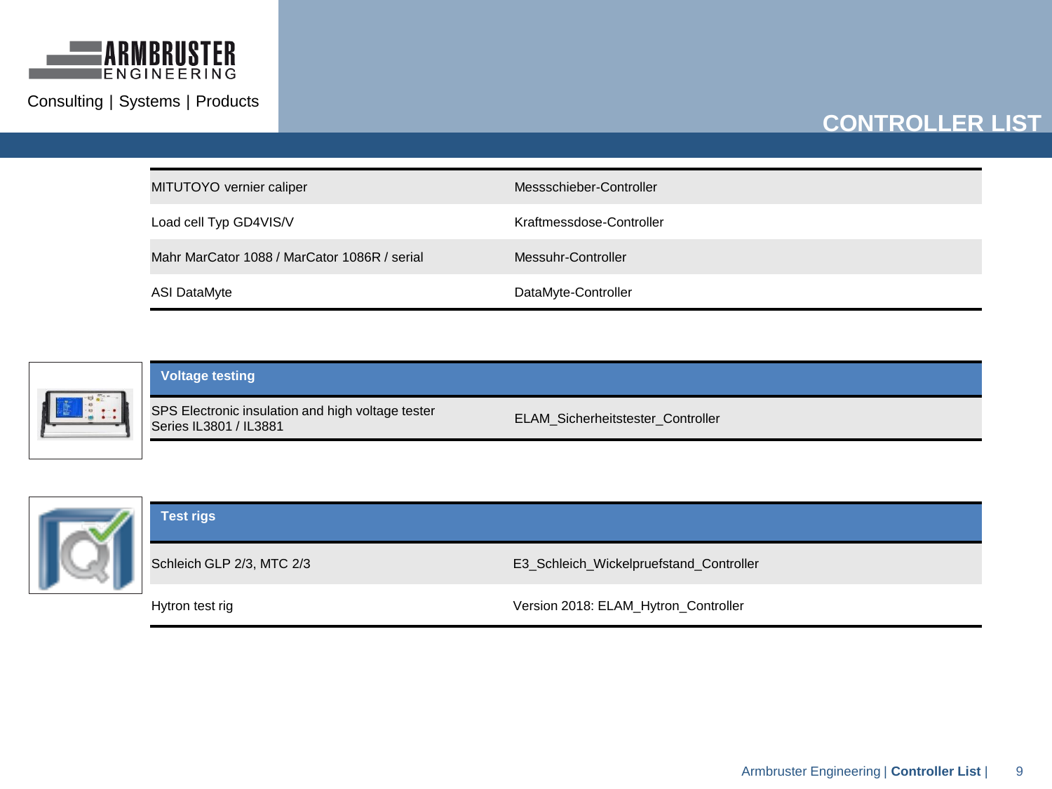# CONTROLLER LIST

| | |
|---|---|
| MITUTOYO vernier caliper | Messschieber-Controller |
| Load cell Typ GD4VIS/V | Kraftmessdose-Controller |
| Mahr MarCator 1088 / MarCator 1086R / serial | Messuhr-Controller |
| ASI DataMyte | DataMyte-Controller |

| Voltage testing | |
|---|---|
| SPS Electronic insulation and high voltage tester Series IL3801 / IL3881 | ELAM_Sicherheitstester_Controller |

| Test rigs | |
|---|---|
| Schleich GLP 2/3, MTC 2/3 | E3_Schleich_Wickelpruefstand_Controller |
| Hytron test rig | Version 2018: ELAM_Hytron_Controller |